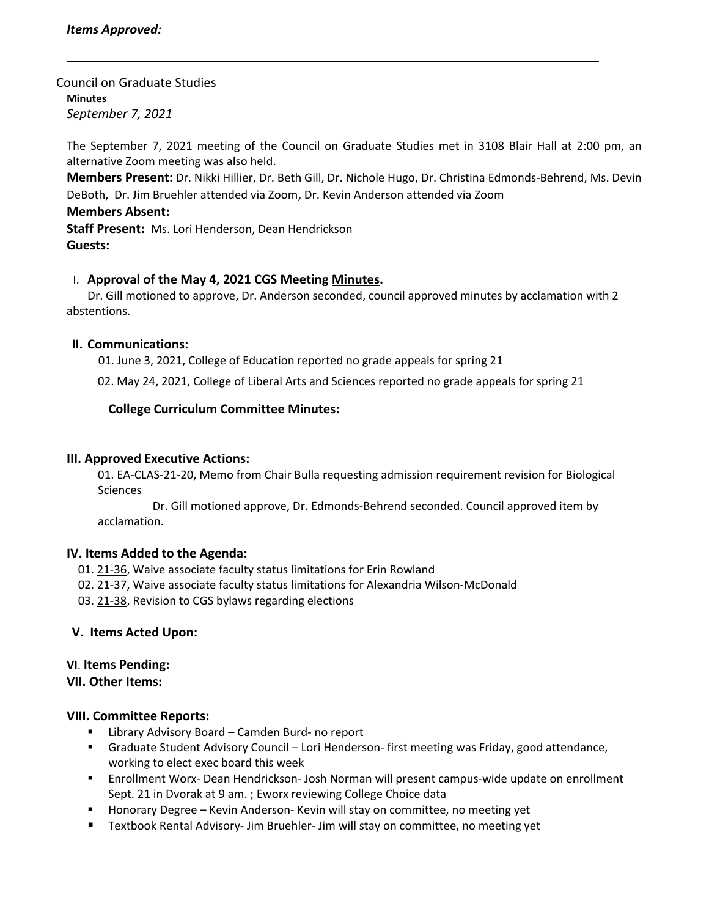***Items Approved:***

---

Council on Graduate Studies

**Minutes**

*September 7, 2021*

The September 7, 2021 meeting of the Council on Graduate Studies met in 3108 Blair Hall at 2:00 pm, an alternative Zoom meeting was also held.

**Members Present:** Dr. Nikki Hillier, Dr. Beth Gill, Dr. Nichole Hugo, Dr. Christina Edmonds-Behrend, Ms. Devin DeBoth, Dr. Jim Bruehler attended via Zoom, Dr. Kevin Anderson attended via Zoom

**Members Absent:**

**Staff Present:** Ms. Lori Henderson, Dean Hendrickson

**Guests:**

## I. Approval of the May 4, 2021 CGS Meeting Minutes.

Dr. Gill motioned to approve, Dr. Anderson seconded, council approved minutes by acclamation with 2 abstentions.

## II. Communications:

01. June 3, 2021, College of Education reported no grade appeals for spring 21

02. May 24, 2021, College of Liberal Arts and Sciences reported no grade appeals for spring 21

### College Curriculum Committee Minutes:

## III. Approved Executive Actions:

01. EA-CLAS-21-20, Memo from Chair Bulla requesting admission requirement revision for Biological Sciences

Dr. Gill motioned approve, Dr. Edmonds-Behrend seconded. Council approved item by acclamation.

## IV. Items Added to the Agenda:

01. 21-36, Waive associate faculty status limitations for Erin Rowland
02. 21-37, Waive associate faculty status limitations for Alexandria Wilson-McDonald
03. 21-38, Revision to CGS bylaws regarding elections

## V. Items Acted Upon:

## VI. Items Pending:

## VII. Other Items:

## VIII. Committee Reports:

- Library Advisory Board – Camden Burd- no report
- Graduate Student Advisory Council – Lori Henderson- first meeting was Friday, good attendance, working to elect exec board this week
- Enrollment Worx- Dean Hendrickson- Josh Norman will present campus-wide update on enrollment Sept. 21 in Dvorak at 9 am. ; Eworx reviewing College Choice data
- Honorary Degree – Kevin Anderson- Kevin will stay on committee, no meeting yet
- Textbook Rental Advisory- Jim Bruehler- Jim will stay on committee, no meeting yet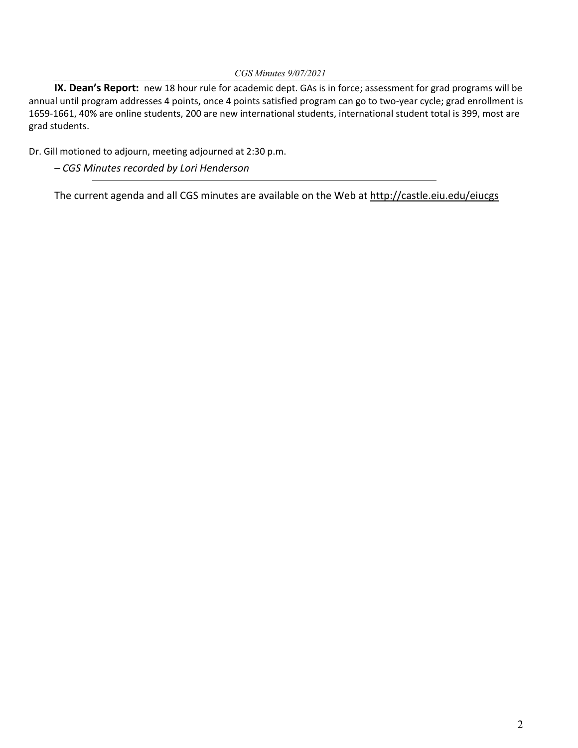**IX. Dean's Report:** new 18 hour rule for academic dept. GAs is in force; assessment for grad programs will be annual until program addresses 4 points, once 4 points satisfied program can go to two-year cycle; grad enrollment is 1659-1661, 40% are online students, 200 are new international students, international student total is 399, most are grad students.

Dr. Gill motioned to adjourn, meeting adjourned at 2:30 p.m.

*– CGS Minutes recorded by Lori Henderson*

---

The current agenda and all CGS minutes are available on the Web at http://castle.eiu.edu/eiucgs